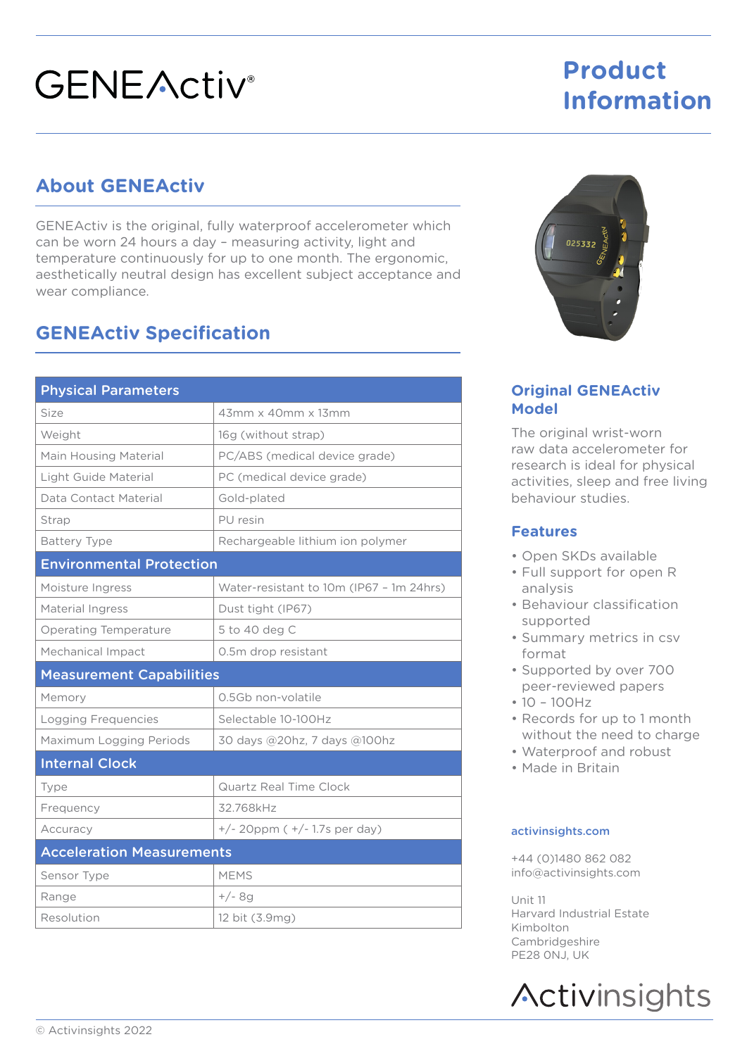# GENEActiv®

# Product Information

## About GENEActiv

GENEActiv is the original, fully waterproof accelerometer which can be worn 24 hours a day – measuring activity, light and temperature continuously for up to one month. The ergonomic, aesthetically neutral design has excellent subject acceptance and wear compliance.

## GENEActiv Specification

| Physical Parameters | |
|---|---|
| Size | 43mm x 40mm x 13mm |
| Weight | 16g (without strap) |
| Main Housing Material | PC/ABS (medical device grade) |
| Light Guide Material | PC (medical device grade) |
| Data Contact Material | Gold-plated |
| Strap | PU resin |
| Battery Type | Rechargeable lithium ion polymer |
| **Environmental Protection** | |
| Moisture Ingress | Water-resistant to 10m (IP67 – 1m 24hrs) |
| Material Ingress | Dust tight (IP67) |
| Operating Temperature | 5 to 40 deg C |
| Mechanical Impact | 0.5m drop resistant |
| **Measurement Capabilities** | |
| Memory | 0.5Gb non-volatile |
| Logging Frequencies | Selectable 10-100Hz |
| Maximum Logging Periods | 30 days @20hz, 7 days @100hz |
| **Internal Clock** | |
| Type | Quartz Real Time Clock |
| Frequency | 32.768kHz |
| Accuracy | +/- 20ppm ( +/- 1.7s per day) |
| **Acceleration Measurements** | |
| Sensor Type | MEMS |
| Range | +/- 8g |
| Resolution | 12 bit (3.9mg) |

### Original GENEActiv Model

The original wrist-worn raw data accelerometer for research is ideal for physical activities, sleep and free living behaviour studies.

### Features

- Open SKDs available
- Full support for open R analysis
- Behaviour classification supported
- Summary metrics in csv format
- Supported by over 700 peer-reviewed papers
- 10 – 100Hz
- Records for up to 1 month without the need to charge
- Waterproof and robust
- Made in Britain

activinsights.com

+44 (0)1480 862 082
info@activinsights.com

Unit 11
Harvard Industrial Estate
Kimbolton
Cambridgeshire
PE28 0NJ, UK

Activinsights

© Activinsights 2022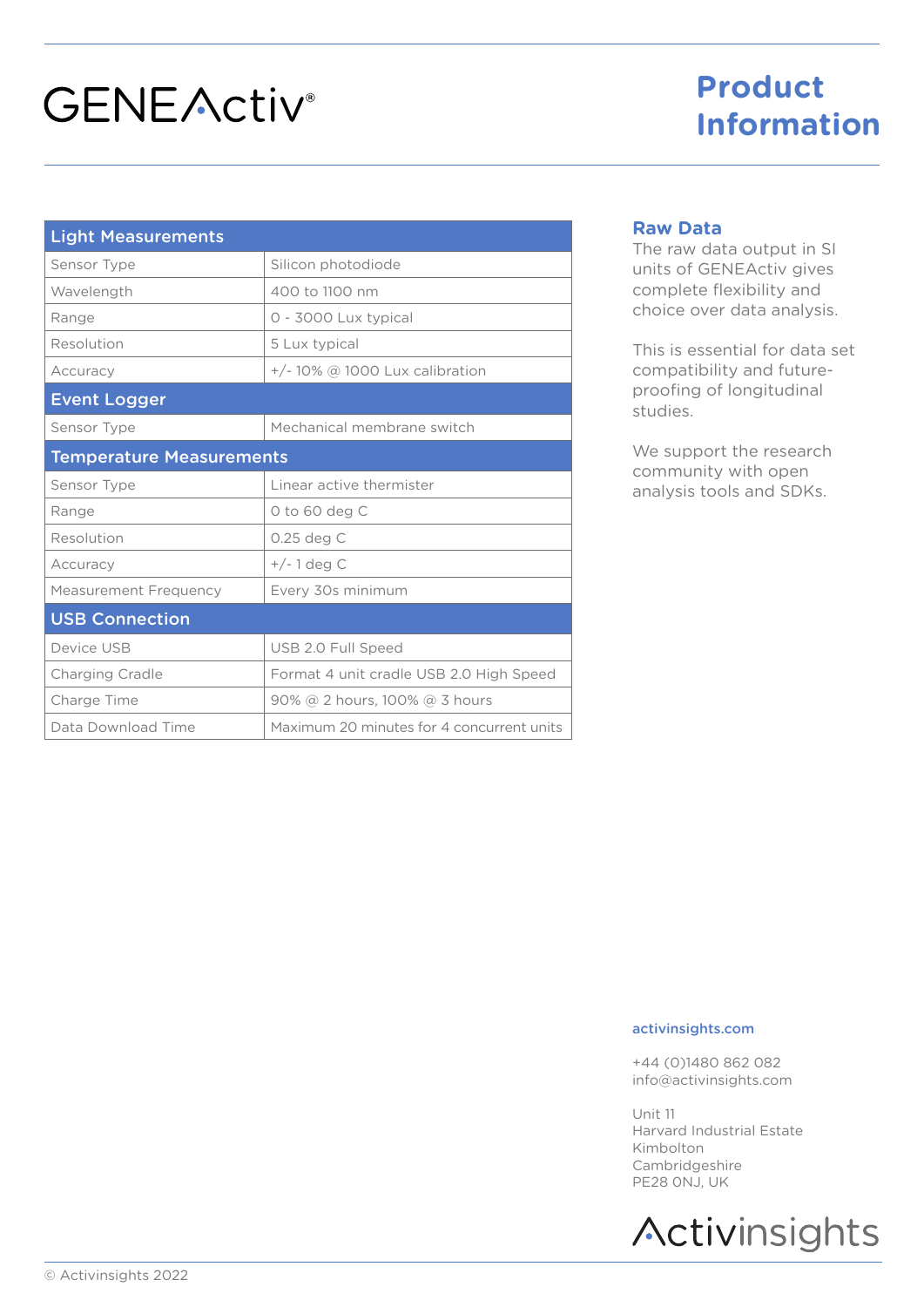# GENEActiv®

## Product Information

| Light Measurements | |
|---|---|
| Sensor Type | Silicon photodiode |
| Wavelength | 400 to 1100 nm |
| Range | 0 - 3000 Lux typical |
| Resolution | 5 Lux typical |
| Accuracy | +/- 10% @ 1000 Lux calibration |
| **Event Logger** | |
| Sensor Type | Mechanical membrane switch |
| **Temperature Measurements** | |
| Sensor Type | Linear active thermister |
| Range | 0 to 60 deg C |
| Resolution | 0.25 deg C |
| Accuracy | +/- 1 deg C |
| Measurement Frequency | Every 30s minimum |
| **USB Connection** | |
| Device USB | USB 2.0 Full Speed |
| Charging Cradle | Format 4 unit cradle USB 2.0 High Speed |
| Charge Time | 90% @ 2 hours, 100% @ 3 hours |
| Data Download Time | Maximum 20 minutes for 4 concurrent units |

### Raw Data

The raw data output in SI units of GENEActiv gives complete flexibility and choice over data analysis.

This is essential for data set compatibility and future-proofing of longitudinal studies.

We support the research community with open analysis tools and SDKs.

activinsights.com

+44 (0)1480 862 082
info@activinsights.com

Unit 11
Harvard Industrial Estate
Kimbolton
Cambridgeshire
PE28 0NJ, UK

Activinsights

© Activinsights 2022